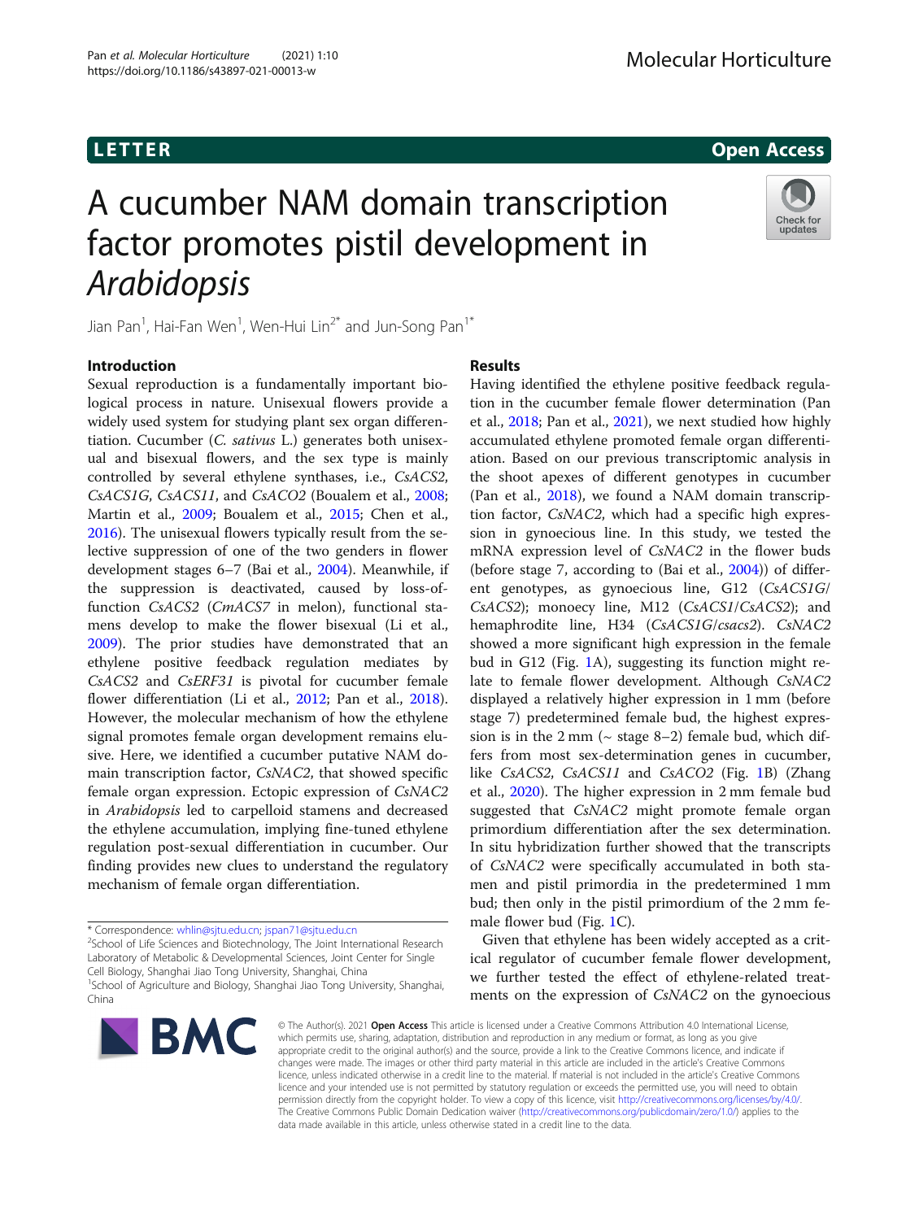LETTER

Open Access

# A cucumber NAM domain transcription factor promotes pistil development in *Arabidopsis*

Jian Pan[1], Hai-Fan Wen[1], Wen-Hui Lin[2*] and Jun-Song Pan[1*]

## Introduction

Sexual reproduction is a fundamentally important biological process in nature. Unisexual flowers provide a widely used system for studying plant sex organ differentiation. Cucumber (*C. sativus* L.) generates both unisexual and bisexual flowers, and the sex type is mainly controlled by several ethylene synthases, i.e., *CsACS2*, *CsACS1G*, *CsACS11*, and *CsACO2* (Boualem et al., 2008; Martin et al., 2009; Boualem et al., 2015; Chen et al., 2016). The unisexual flowers typically result from the selective suppression of one of the two genders in flower development stages 6–7 (Bai et al., 2004). Meanwhile, if the suppression is deactivated, caused by loss-of-function *CsACS2* (*CmACS7* in melon), functional stamens develop to make the flower bisexual (Li et al., 2009). The prior studies have demonstrated that an ethylene positive feedback regulation mediates by *CsACS2* and *CsERF31* is pivotal for cucumber female flower differentiation (Li et al., 2012; Pan et al., 2018). However, the molecular mechanism of how the ethylene signal promotes female organ development remains elusive. Here, we identified a cucumber putative NAM domain transcription factor, *CsNAC2*, that showed specific female organ expression. Ectopic expression of *CsNAC2* in *Arabidopsis* led to carpelloid stamens and decreased the ethylene accumulation, implying fine-tuned ethylene regulation post-sexual differentiation in cucumber. Our finding provides new clues to understand the regulatory mechanism of female organ differentiation.

## Results

Having identified the ethylene positive feedback regulation in the cucumber female flower determination (Pan et al., 2018; Pan et al., 2021), we next studied how highly accumulated ethylene promoted female organ differentiation. Based on our previous transcriptomic analysis in the shoot apexes of different genotypes in cucumber (Pan et al., 2018), we found a NAM domain transcription factor, *CsNAC2*, which had a specific high expression in gynoecious line. In this study, we tested the mRNA expression level of *CsNAC2* in the flower buds (before stage 7, according to (Bai et al., 2004)) of different genotypes, as gynoecious line, G12 (*CsACS1G*/*CsACS2*); monoecy line, M12 (*CsACS1*/*CsACS2*); and hemaphrodite line, H34 (*CsACS1G*/*csacs2*). *CsNAC2* showed a more significant high expression in the female bud in G12 (Fig. 1A), suggesting its function might relate to female flower development. Although *CsNAC2* displayed a relatively higher expression in 1 mm (before stage 7) predetermined female bud, the highest expression is in the 2 mm (~ stage 8–2) female bud, which differs from most sex-determination genes in cucumber, like *CsACS2*, *CsACS11* and *CsACO2* (Fig. 1B) (Zhang et al., 2020). The higher expression in 2 mm female bud suggested that *CsNAC2* might promote female organ primordium differentiation after the sex determination. In situ hybridization further showed that the transcripts of *CsNAC2* were specifically accumulated in both stamen and pistil primordia in the predetermined 1 mm bud; then only in the pistil primordium of the 2 mm female flower bud (Fig. 1C).

Given that ethylene has been widely accepted as a critical regulator of cucumber female flower development, we further tested the effect of ethylene-related treatments on the expression of *CsNAC2* on the gynoecious

\* Correspondence: whlin@sjtu.edu.cn; jspan71@sjtu.edu.cn

[2]School of Life Sciences and Biotechnology, The Joint International Research Laboratory of Metabolic & Developmental Sciences, Joint Center for Single Cell Biology, Shanghai Jiao Tong University, Shanghai, China

[1]School of Agriculture and Biology, Shanghai Jiao Tong University, Shanghai, China

© The Author(s). 2021 **Open Access** This article is licensed under a Creative Commons Attribution 4.0 International License, which permits use, sharing, adaptation, distribution and reproduction in any medium or format, as long as you give appropriate credit to the original author(s) and the source, provide a link to the Creative Commons licence, and indicate if changes were made. The images or other third party material in this article are included in the article's Creative Commons licence, unless indicated otherwise in a credit line to the material. If material is not included in the article's Creative Commons licence and your intended use is not permitted by statutory regulation or exceeds the permitted use, you will need to obtain permission directly from the copyright holder. To view a copy of this licence, visit http://creativecommons.org/licenses/by/4.0/. The Creative Commons Public Domain Dedication waiver (http://creativecommons.org/publicdomain/zero/1.0/) applies to the data made available in this article, unless otherwise stated in a credit line to the data.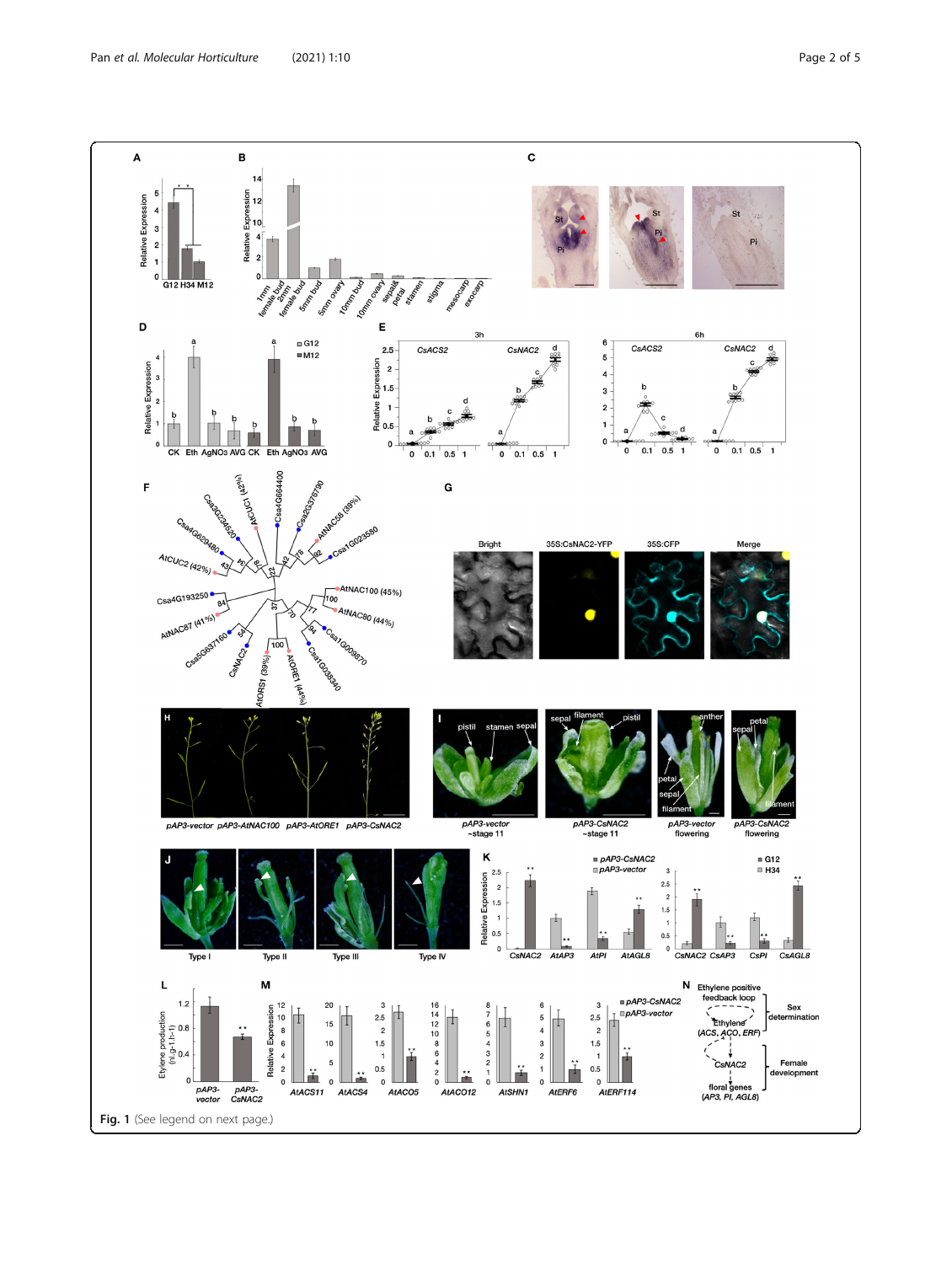A

Relative Expression

5
4
3
2
1
0

G12 H34 M12

B

Relative Expression

14
12
10
4
2
0

1mm female bud
2mm female bud
5mm bud
5mm ovary
10mm bud
10mm ovary
sepal& petal
stamen
stigma
mesocarp
exocarp

C

St
Pi
St
Pi
St
Pi

D

Relative Expression

G12
M12

CK Eth AgNO3 AVG CK Eth AgNO3 AVG

E

3h

6h

CsACS2 CsNAC2 CsACS2 CsNAC2

Relative Expression

0 0.1 0.5 1

F

AtCUC1 (42%)
Csa4G664400
Csa2G376790
AtNAC58 (39%)
Csa1G023580
AtNAC100 (45%)
AtNAC80 (44%)
Csa1G009870
Csa1G038340
AtORE1 (44%)
AtORS1 (39%)
CsNAC2
Csa5G637160
AtNAC87 (41%)
Csa4G193250
AtCUC2 (42%)
Csa4G629480
Csa3G345520

G

Bright
35S:CsNAC2-YFP
35S:CFP
Merge

H

pAP3-vector pAP3-AtNAC100 pAP3-AtORE1 pAP3-CsNAC2

I

pistil stamen sepal
sepal filament pistil
anther
petal sepal
petal
sepal
filament
filament

pAP3-vector ~stage 11
pAP3-CsNAC2 ~stage 11
pAP3-vector flowering
pAP3-CsNAC2 flowering

J

Type I Type II Type III Type IV

K

pAP3-CsNAC2
pAP3-vector

Relative Expression

CsNAC2 AtAP3 AtPI AtAGL8

G12
H34

CsNAC2 CsAP3 CsPI CsAGL8

L

Etylene production (nl.g-1.h-1)

pAP3-vector pAP3-CsNAC2

M

Relative Expression

pAP3-CsNAC2
pAP3-vector

AtACS11 AtACS4 AtACO5 AtACO12 AtSHN1 AtERF6 AtERF114

N

Ethylene positive feedback loop
Ethylene
(ACS, ACO, ERF)
Sex determination
CsNAC2
Female development
floral genes (AP3, PI, AGL8)

**Fig. 1** (See legend on next page.)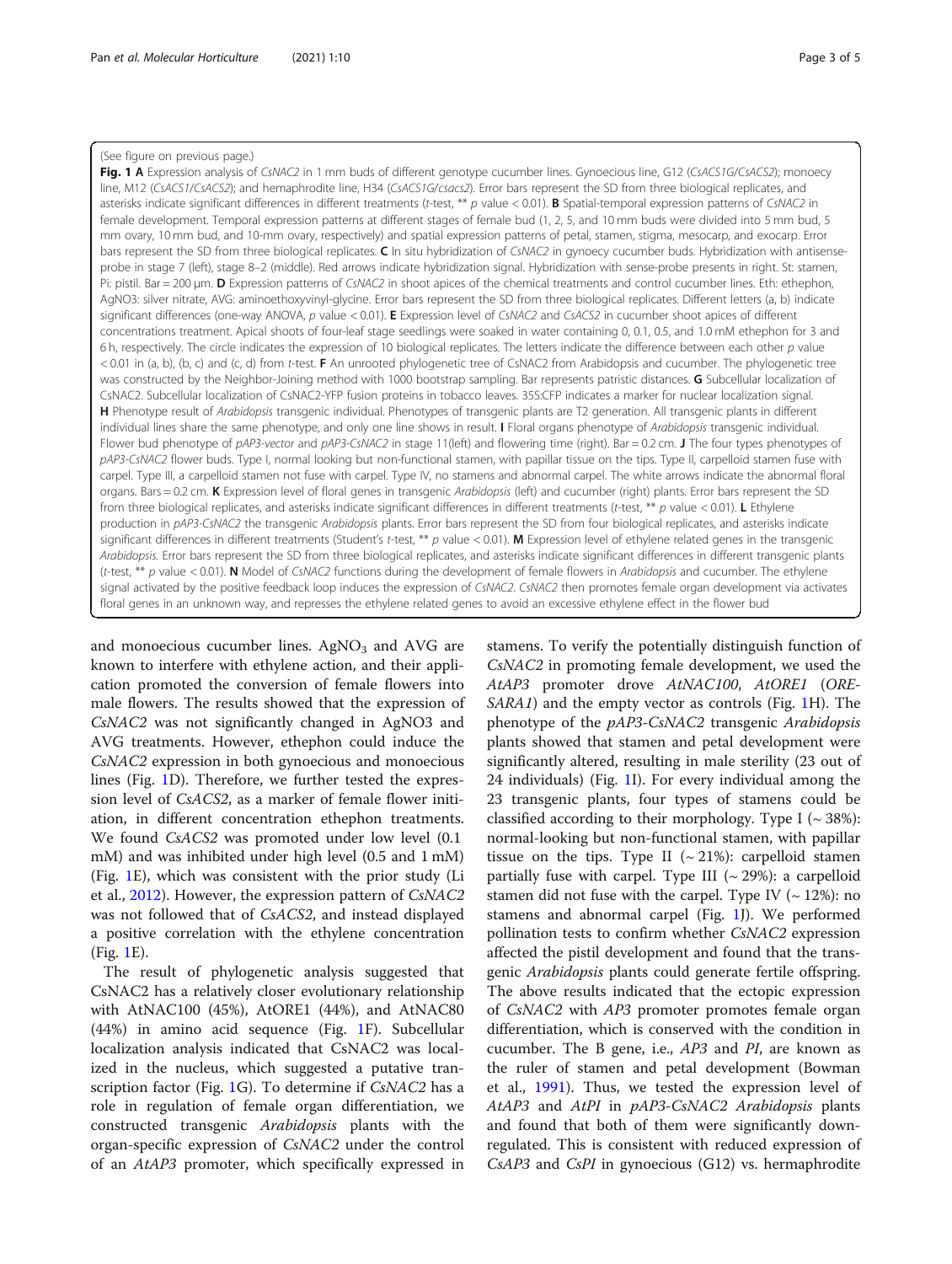(See figure on previous page.)

**Fig. 1** **A** Expression analysis of *CsNAC2* in 1 mm buds of different genotype cucumber lines. Gynoecious line, G12 (*CsACS1G/CsACS2*); monoecy line, M12 (*CsACS1/CsACS2*); and hemaphrodite line, H34 (*CsACS1G/csacs2*). Error bars represent the SD from three biological replicates, and asterisks indicate significant differences in different treatments (*t*-test, ** *p* value < 0.01). **B** Spatial-temporal expression patterns of *CsNAC2* in female development. Temporal expression patterns at different stages of female bud (1, 2, 5, and 10 mm buds were divided into 5 mm bud, 5 mm ovary, 10 mm bud, and 10-mm ovary, respectively) and spatial expression patterns of petal, stamen, stigma, mesocarp, and exocarp. Error bars represent the SD from three biological replicates. **C** In situ hybridization of *CsNAC2* in gynoecy cucumber buds. Hybridization with antisense-probe in stage 7 (left), stage 8–2 (middle). Red arrows indicate hybridization signal. Hybridization with sense-probe presents in right. St: stamen, Pi: pistil. Bar = 200 μm. **D** Expression patterns of *CsNAC2* in shoot apices of the chemical treatments and control cucumber lines. Eth: ethephon, AgNO3: silver nitrate, AVG: aminoethoxyvinyl-glycine. Error bars represent the SD from three biological replicates. Different letters (a, b) indicate significant differences (one-way ANOVA, *p* value < 0.01). **E** Expression level of *CsNAC2* and *CsACS2* in cucumber shoot apices of different concentrations treatment. Apical shoots of four-leaf stage seedlings were soaked in water containing 0, 0.1, 0.5, and 1.0 mM ethephon for 3 and 6 h, respectively. The circle indicates the expression of 10 biological replicates. The letters indicate the difference between each other *p* value < 0.01 in (a, b), (b, c) and (c, d) from *t*-test. **F** An unrooted phylogenetic tree of CsNAC2 from Arabidopsis and cucumber. The phylogenetic tree was constructed by the Neighbor-Joining method with 1000 bootstrap sampling. Bar represents patristic distances. **G** Subcellular localization of CsNAC2. Subcellular localization of CsNAC2-YFP fusion proteins in tobacco leaves. 35S:CFP indicates a marker for nuclear localization signal. **H** Phenotype result of *Arabidopsis* transgenic individual. Phenotypes of transgenic plants are T2 generation. All transgenic plants in different individual lines share the same phenotype, and only one line shows in result. **I** Floral organs phenotype of *Arabidopsis* transgenic individual. Flower bud phenotype of *pAP3-vector* and *pAP3-CsNAC2* in stage 11(left) and flowering time (right). Bar = 0.2 cm. **J** The four types phenotypes of *pAP3-CsNAC2* flower buds. Type I, normal looking but non-functional stamen, with papillar tissue on the tips. Type II, carpelloid stamen fuse with carpel. Type III, a carpelloid stamen not fuse with carpel. Type IV, no stamens and abnormal carpel. The white arrows indicate the abnormal floral organs. Bars = 0.2 cm. **K** Expression level of floral genes in transgenic *Arabidopsis* (left) and cucumber (right) plants. Error bars represent the SD from three biological replicates, and asterisks indicate significant differences in different treatments (*t*-test, ** *p* value < 0.01). **L** Ethylene production in *pAP3-CsNAC2* the transgenic *Arabidopsis* plants. Error bars represent the SD from four biological replicates, and asterisks indicate significant differences in different treatments (Student's *t*-test, ** *p* value < 0.01). **M** Expression level of ethylene related genes in the transgenic *Arabidopsis*. Error bars represent the SD from three biological replicates, and asterisks indicate significant differences in different transgenic plants (*t*-test, ** *p* value < 0.01). **N** Model of *CsNAC2* functions during the development of female flowers in *Arabidopsis* and cucumber. The ethylene signal activated by the positive feedback loop induces the expression of *CsNAC2*. *CsNAC2* then promotes female organ development via activates floral genes in an unknown way, and represses the ethylene related genes to avoid an excessive ethylene effect in the flower bud

and monoecious cucumber lines. $AgNO_3$ and AVG are known to interfere with ethylene action, and their application promoted the conversion of female flowers into male flowers. The results showed that the expression of *CsNAC2* was not significantly changed in AgNO3 and AVG treatments. However, ethephon could induce the *CsNAC2* expression in both gynoecious and monoecious lines (Fig. 1D). Therefore, we further tested the expression level of *CsACS2*, as a marker of female flower initiation, in different concentration ethephon treatments. We found *CsACS2* was promoted under low level (0.1 mM) and was inhibited under high level (0.5 and 1 mM) (Fig. 1E), which was consistent with the prior study (Li et al., 2012). However, the expression pattern of *CsNAC2* was not followed that of *CsACS2*, and instead displayed a positive correlation with the ethylene concentration (Fig. 1E).

The result of phylogenetic analysis suggested that CsNAC2 has a relatively closer evolutionary relationship with AtNAC100 (45%), AtORE1 (44%), and AtNAC80 (44%) in amino acid sequence (Fig. 1F). Subcellular localization analysis indicated that CsNAC2 was localized in the nucleus, which suggested a putative transcription factor (Fig. 1G). To determine if *CsNAC2* has a role in regulation of female organ differentiation, we constructed transgenic *Arabidopsis* plants with the organ-specific expression of *CsNAC2* under the control of an *AtAP3* promoter, which specifically expressed in stamens. To verify the potentially distinguish function of *CsNAC2* in promoting female development, we used the *AtAP3* promoter drove *AtNAC100*, *AtORE1* (*ORE-SARA1*) and the empty vector as controls (Fig. 1H). The phenotype of the *pAP3-CsNAC2* transgenic *Arabidopsis* plants showed that stamen and petal development were significantly altered, resulting in male sterility (23 out of 24 individuals) (Fig. 1I). For every individual among the 23 transgenic plants, four types of stamens could be classified according to their morphology. Type I (~ 38%): normal-looking but non-functional stamen, with papillar tissue on the tips. Type II (~ 21%): carpelloid stamen partially fuse with carpel. Type III (~ 29%): a carpelloid stamen did not fuse with the carpel. Type IV (~ 12%): no stamens and abnormal carpel (Fig. 1J). We performed pollination tests to confirm whether *CsNAC2* expression affected the pistil development and found that the transgenic *Arabidopsis* plants could generate fertile offspring. The above results indicated that the ectopic expression of *CsNAC2* with *AP3* promoter promotes female organ differentiation, which is conserved with the condition in cucumber. The B gene, i.e., *AP3* and *PI*, are known as the ruler of stamen and petal development (Bowman et al., 1991). Thus, we tested the expression level of *AtAP3* and *AtPI* in *pAP3-CsNAC2 Arabidopsis* plants and found that both of them were significantly downregulated. This is consistent with reduced expression of *CsAP3* and *CsPI* in gynoecious (G12) vs. hermaphrodite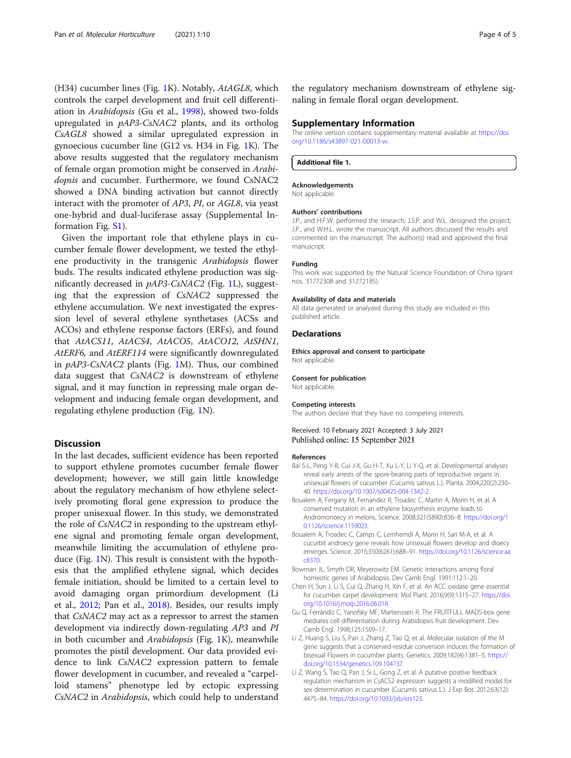(H34) cucumber lines (Fig. 1K). Notably, *AtAGL8*, which controls the carpel development and fruit cell differentiation in *Arabidopsis* (Gu et al., 1998), showed two-folds upregulated in *pAP3-CsNAC2* plants, and its ortholog *CsAGL8* showed a similar upregulated expression in gynoecious cucumber line (G12 vs. H34 in Fig. 1K). The above results suggested that the regulatory mechanism of female organ promotion might be conserved in *Arabidopsis* and cucumber. Furthermore, we found CsNAC2 showed a DNA binding activation but cannot directly interact with the promoter of *AP3*, *PI*, or *AGL8*, via yeast one-hybrid and dual-luciferase assay (Supplemental Information Fig. S1).

Given the important role that ethylene plays in cucumber female flower development, we tested the ethylene productivity in the transgenic *Arabidopsis* flower buds. The results indicated ethylene production was significantly decreased in *pAP3-CsNAC2* (Fig. 1L), suggesting that the expression of *CsNAC2* suppressed the ethylene accumulation. We next investigated the expression level of several ethylene synthetases (ACSs and ACOs) and ethylene response factors (ERFs), and found that *AtACS11*, *AtACS4*, *AtACO5*, *AtACO12*, *AtSHN1*, *AtERF6*, and *AtERF114* were significantly downregulated in *pAP3-CsNAC2* plants (Fig. 1M). Thus, our combined data suggest that *CsNAC2* is downstream of ethylene signal, and it may function in repressing male organ development and inducing female organ development, and regulating ethylene production (Fig. 1N).

## Discussion

In the last decades, sufficient evidence has been reported to support ethylene promotes cucumber female flower development; however, we still gain little knowledge about the regulatory mechanism of how ethylene selectively promoting floral gene expression to produce the proper unisexual flower. In this study, we demonstrated the role of *CsNAC2* in responding to the upstream ethylene signal and promoting female organ development, meanwhile limiting the accumulation of ethylene produce (Fig. 1N). This result is consistent with the hypothesis that the amplified ethylene signal, which decides female initiation, should be limited to a certain level to avoid damaging organ primordium development (Li et al., 2012; Pan et al., 2018). Besides, our results imply that *CsNAC2* may act as a repressor to arrest the stamen development via indirectly down-regulating *AP3* and *PI* in both cucumber and *Arabidopsis* (Fig. 1K), meanwhile promotes the pistil development. Our data provided evidence to link *CsNAC2* expression pattern to female flower development in cucumber, and revealed a "carpelloid stamens" phenotype led by ectopic expressing *CsNAC2* in *Arabidopsis*, which could help to understand the regulatory mechanism downstream of ethylene signaling in female floral organ development.

## Supplementary Information

The online version contains supplementary material available at https://doi.org/10.1186/s43897-021-00013-w.

**Additional file 1.**

### Acknowledgements

Not applicable.

### Authors' contributions

J.P., and H.F.W. performed the research; J.S.P. and W.L. designed the project; J.P., and W.H.L. wrote the manuscript. All authors discussed the results and commented on the manuscript. The author(s) read and approved the final manuscript.

### Funding

This work was supported by the Natural Science Foundation of China (grant nos. 31772308 and 31272185).

### Availability of data and materials

All data generated or analyzed during this study are included in this published article.

## Declarations

### Ethics approval and consent to participate

Not applicable.

### Consent for publication

Not applicable.

### Competing interests

The authors declare that they have no competing interests.

Received: 10 February 2021 Accepted: 3 July 2021
Published online: 15 September 2021

### References

- Bai S-L, Peng Y-B, Cui J-X, Gu H-T, Xu L-Y, Li Y-Q, et al. Developmental analyses reveal early arrests of the spore-bearing parts of reproductive organs in unisexual flowers of cucumber (Cucumis sativus L.). Planta. 2004;220(2):230–40. https://doi.org/10.1007/s00425-004-1342-2.
- Boualem A, Fergany M, Fernandez R, Troadec C, Martin A, Morin H, et al. A conserved mutation in an ethylene biosynthesis enzyme leads to Andromonoecy in melons. Science. 2008;321(5890):836–8. https://doi.org/10.1126/science.1159023.
- Boualem A, Troadec C, Camps C, Lemhemdi A, Morin H, Sari M-A, et al. A cucurbit androecy gene reveals how unisexual flowers develop and dioecy emerges. Science. 2015;350(6261):688–91. https://doi.org/10.1126/science.aac8370.
- Bowman JL, Smyth DR, Meyerowitz EM. Genetic interactions among floral homeotic genes of Arabidopsis. Dev Camb Engl. 1991;112:1–20.
- Chen H, Sun J, Li S, Cui Q, Zhang H, Xin F, et al. An ACC oxidase gene essential for cucumber carpel development. Mol Plant. 2016;9(9):1315–27. https://doi.org/10.1016/j.molp.2016.06.018.
- Gu Q, Ferrándiz C, Yanofsky MF, Martienssen R. The FRUITFULL MADS-box gene mediates cell differentiation during Arabidopsis fruit development. Dev Camb Engl. 1998;125:1509–17.
- Li Z, Huang S, Liu S, Pan J, Zhang Z, Tao Q, et al. Molecular isolation of the M gene suggests that a conserved-residue conversion induces the formation of bisexual Flowers in cucumber plants. Genetics. 2009;182(4):1381–5. https://doi.org/10.1534/genetics.109.104737.
- Li Z, Wang S, Tao Q, Pan J, Si L, Gong Z, et al. A putative positive feedback regulation mechanism in CsACS2 expression suggests a modified model for sex determination in cucumber (Cucumis sativus L.). J Exp Bot. 2012;63(12):4475–84. https://doi.org/10.1093/jxb/ers123.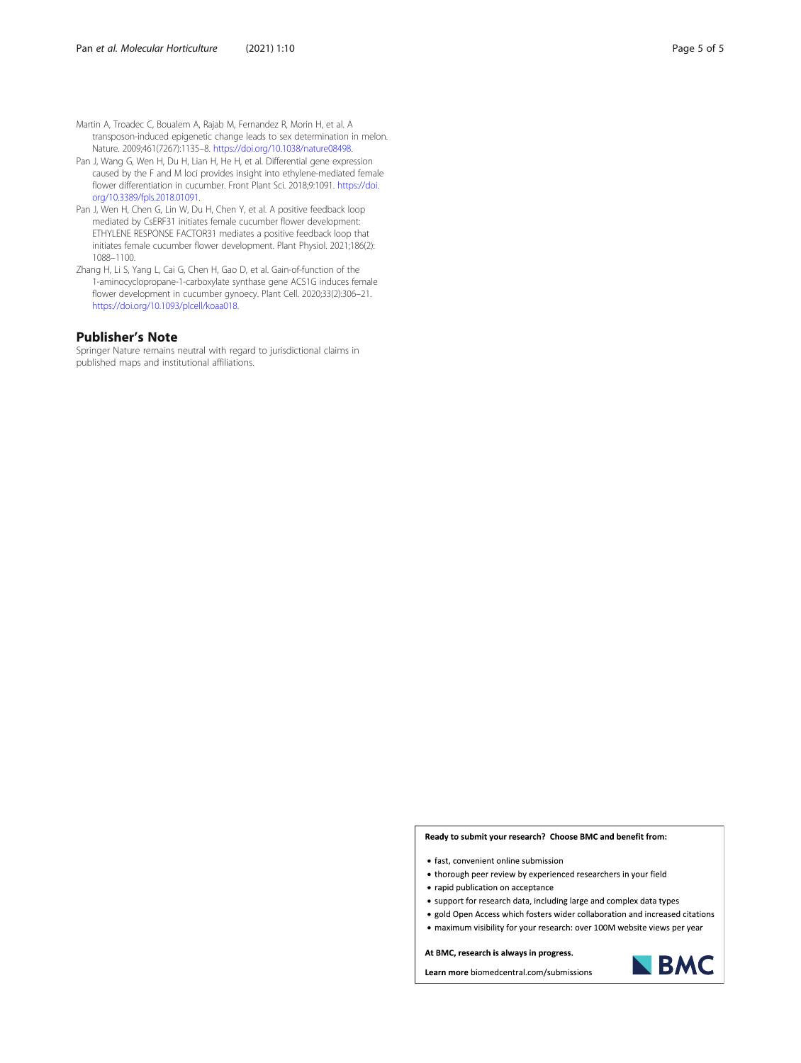Martin A, Troadec C, Boualem A, Rajab M, Fernandez R, Morin H, et al. A transposon-induced epigenetic change leads to sex determination in melon. Nature. 2009;461(7267):1135–8. https://doi.org/10.1038/nature08498.

Pan J, Wang G, Wen H, Du H, Lian H, He H, et al. Differential gene expression caused by the F and M loci provides insight into ethylene-mediated female flower differentiation in cucumber. Front Plant Sci. 2018;9:1091. https://doi.org/10.3389/fpls.2018.01091.

Pan J, Wen H, Chen G, Lin W, Du H, Chen Y, et al. A positive feedback loop mediated by CsERF31 initiates female cucumber flower development: ETHYLENE RESPONSE FACTOR31 mediates a positive feedback loop that initiates female cucumber flower development. Plant Physiol. 2021;186(2): 1088–1100.

Zhang H, Li S, Yang L, Cai G, Chen H, Gao D, et al. Gain-of-function of the 1-aminocyclopropane-1-carboxylate synthase gene ACS1G induces female flower development in cucumber gynoecy. Plant Cell. 2020;33(2):306–21. https://doi.org/10.1093/plcell/koaa018.

## Publisher's Note

Springer Nature remains neutral with regard to jurisdictional claims in published maps and institutional affiliations.

**Ready to submit your research? Choose BMC and benefit from:**

- fast, convenient online submission
- thorough peer review by experienced researchers in your field
- rapid publication on acceptance
- support for research data, including large and complex data types
- gold Open Access which fosters wider collaboration and increased citations
- maximum visibility for your research: over 100M website views per year

**At BMC, research is always in progress.**

**Learn more** biomedcentral.com/submissions